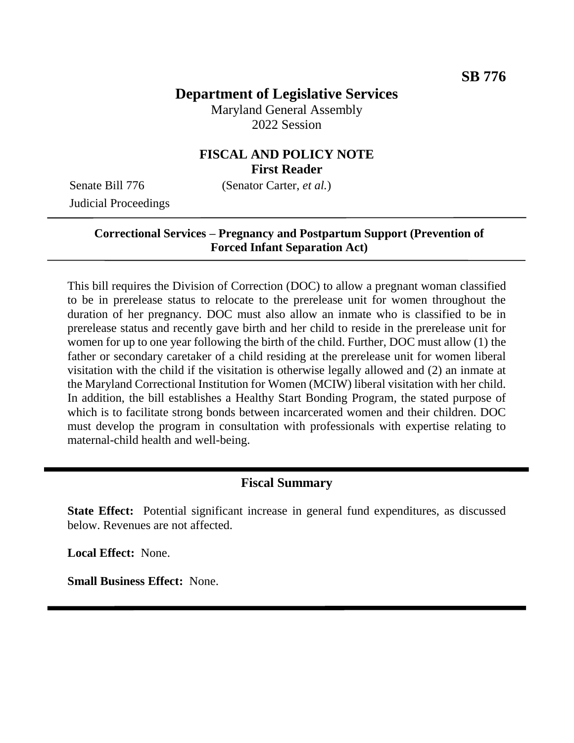**SB 776**

# Department of Legislative Services

Maryland General Assembly
2022 Session

## FISCAL AND POLICY NOTE
**First Reader**

Senate Bill 776 (Senator Carter, *et al.*)
Judicial Proceedings

---

**Correctional Services – Pregnancy and Postpartum Support (Prevention of Forced Infant Separation Act)**

---

This bill requires the Division of Correction (DOC) to allow a pregnant woman classified to be in prerelease status to relocate to the prerelease unit for women throughout the duration of her pregnancy. DOC must also allow an inmate who is classified to be in prerelease status and recently gave birth and her child to reside in the prerelease unit for women for up to one year following the birth of the child. Further, DOC must allow (1) the father or secondary caretaker of a child residing at the prerelease unit for women liberal visitation with the child if the visitation is otherwise legally allowed and (2) an inmate at the Maryland Correctional Institution for Women (MCIW) liberal visitation with her child. In addition, the bill establishes a Healthy Start Bonding Program, the stated purpose of which is to facilitate strong bonds between incarcerated women and their children. DOC must develop the program in consultation with professionals with expertise relating to maternal-child health and well-being.

---

## Fiscal Summary

**State Effect:** Potential significant increase in general fund expenditures, as discussed below. Revenues are not affected.

**Local Effect:** None.

**Small Business Effect:** None.

---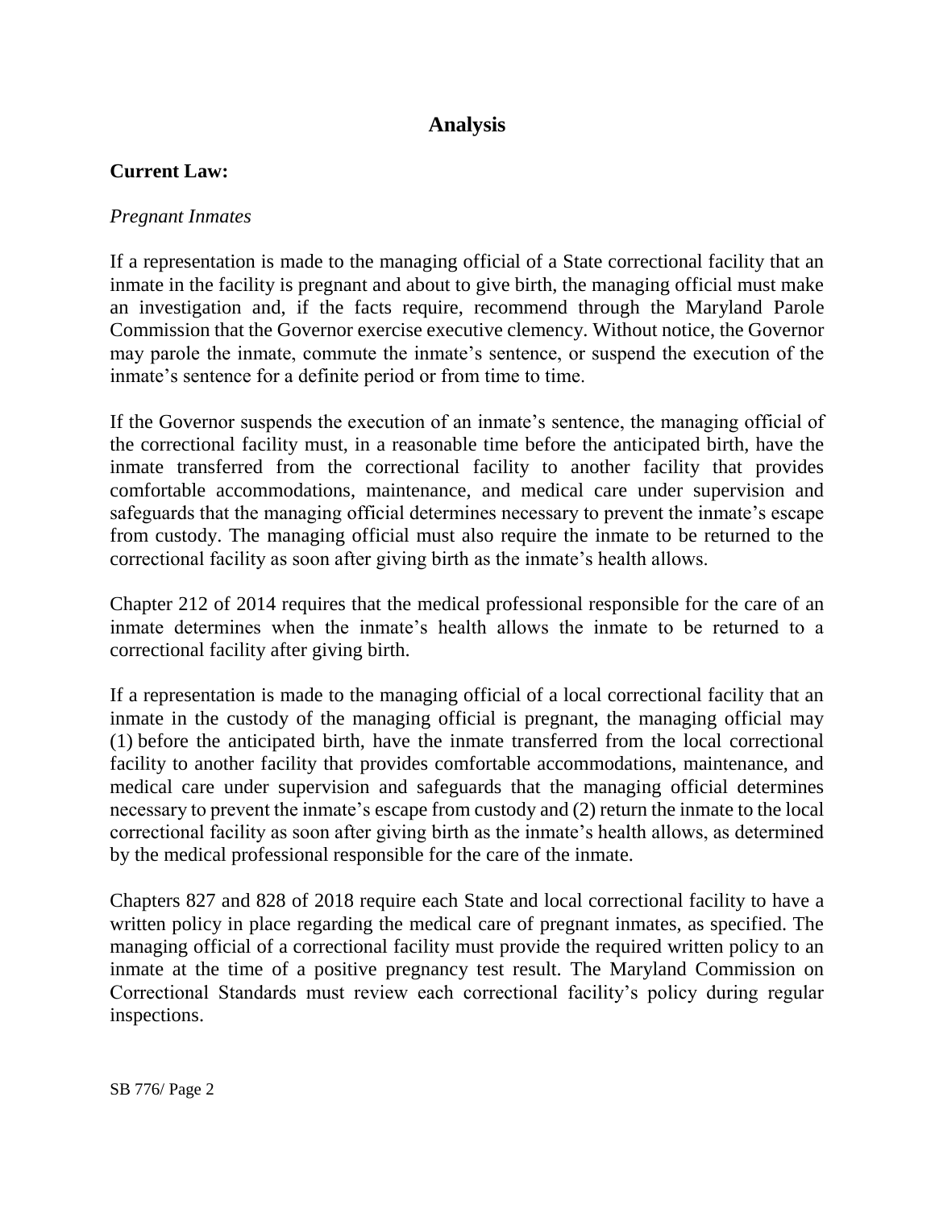## Analysis

**Current Law:**

*Pregnant Inmates*

If a representation is made to the managing official of a State correctional facility that an inmate in the facility is pregnant and about to give birth, the managing official must make an investigation and, if the facts require, recommend through the Maryland Parole Commission that the Governor exercise executive clemency. Without notice, the Governor may parole the inmate, commute the inmate's sentence, or suspend the execution of the inmate's sentence for a definite period or from time to time.

If the Governor suspends the execution of an inmate's sentence, the managing official of the correctional facility must, in a reasonable time before the anticipated birth, have the inmate transferred from the correctional facility to another facility that provides comfortable accommodations, maintenance, and medical care under supervision and safeguards that the managing official determines necessary to prevent the inmate's escape from custody. The managing official must also require the inmate to be returned to the correctional facility as soon after giving birth as the inmate's health allows.

Chapter 212 of 2014 requires that the medical professional responsible for the care of an inmate determines when the inmate's health allows the inmate to be returned to a correctional facility after giving birth.

If a representation is made to the managing official of a local correctional facility that an inmate in the custody of the managing official is pregnant, the managing official may (1) before the anticipated birth, have the inmate transferred from the local correctional facility to another facility that provides comfortable accommodations, maintenance, and medical care under supervision and safeguards that the managing official determines necessary to prevent the inmate's escape from custody and (2) return the inmate to the local correctional facility as soon after giving birth as the inmate's health allows, as determined by the medical professional responsible for the care of the inmate.

Chapters 827 and 828 of 2018 require each State and local correctional facility to have a written policy in place regarding the medical care of pregnant inmates, as specified. The managing official of a correctional facility must provide the required written policy to an inmate at the time of a positive pregnancy test result. The Maryland Commission on Correctional Standards must review each correctional facility's policy during regular inspections.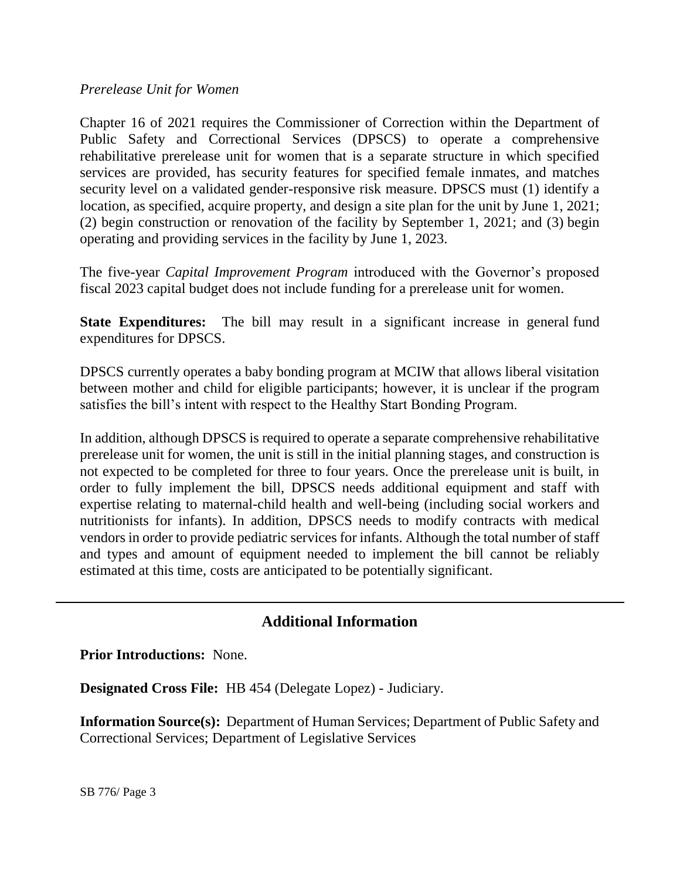*Prerelease Unit for Women*

Chapter 16 of 2021 requires the Commissioner of Correction within the Department of Public Safety and Correctional Services (DPSCS) to operate a comprehensive rehabilitative prerelease unit for women that is a separate structure in which specified services are provided, has security features for specified female inmates, and matches security level on a validated gender-responsive risk measure. DPSCS must (1) identify a location, as specified, acquire property, and design a site plan for the unit by June 1, 2021; (2) begin construction or renovation of the facility by September 1, 2021; and (3) begin operating and providing services in the facility by June 1, 2023.

The five-year *Capital Improvement Program* introduced with the Governor's proposed fiscal 2023 capital budget does not include funding for a prerelease unit for women.

**State Expenditures:** The bill may result in a significant increase in general fund expenditures for DPSCS.

DPSCS currently operates a baby bonding program at MCIW that allows liberal visitation between mother and child for eligible participants; however, it is unclear if the program satisfies the bill's intent with respect to the Healthy Start Bonding Program.

In addition, although DPSCS is required to operate a separate comprehensive rehabilitative prerelease unit for women, the unit is still in the initial planning stages, and construction is not expected to be completed for three to four years. Once the prerelease unit is built, in order to fully implement the bill, DPSCS needs additional equipment and staff with expertise relating to maternal-child health and well-being (including social workers and nutritionists for infants). In addition, DPSCS needs to modify contracts with medical vendors in order to provide pediatric services for infants. Although the total number of staff and types and amount of equipment needed to implement the bill cannot be reliably estimated at this time, costs are anticipated to be potentially significant.

---

## Additional Information

**Prior Introductions:** None.

**Designated Cross File:** HB 454 (Delegate Lopez) - Judiciary.

**Information Source(s):** Department of Human Services; Department of Public Safety and Correctional Services; Department of Legislative Services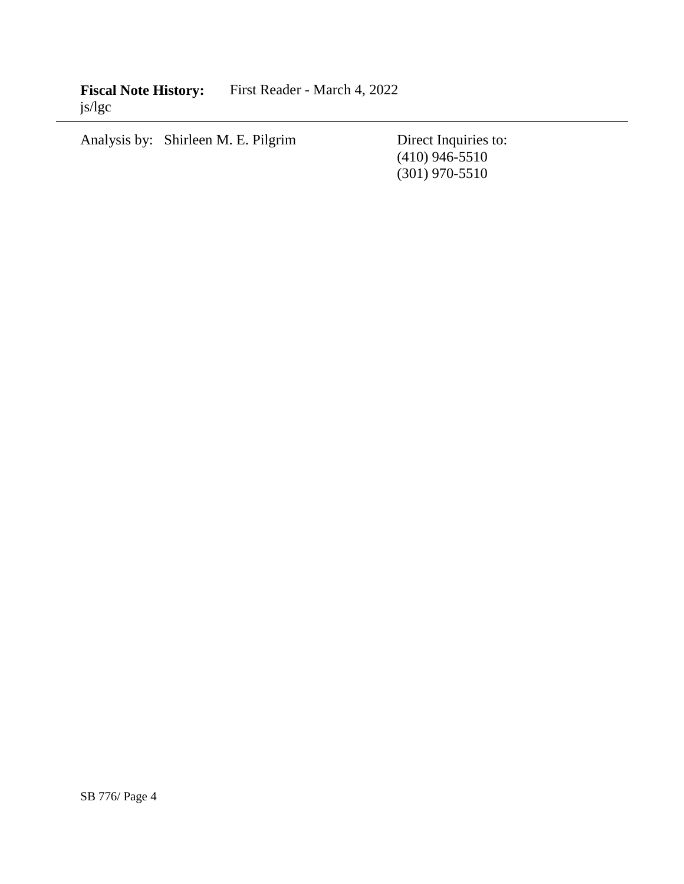**Fiscal Note History:** First Reader - March 4, 2022
js/lgc

---

Analysis by: Shirleen M. E. Pilgrim

Direct Inquiries to:
(410) 946-5510
(301) 970-5510